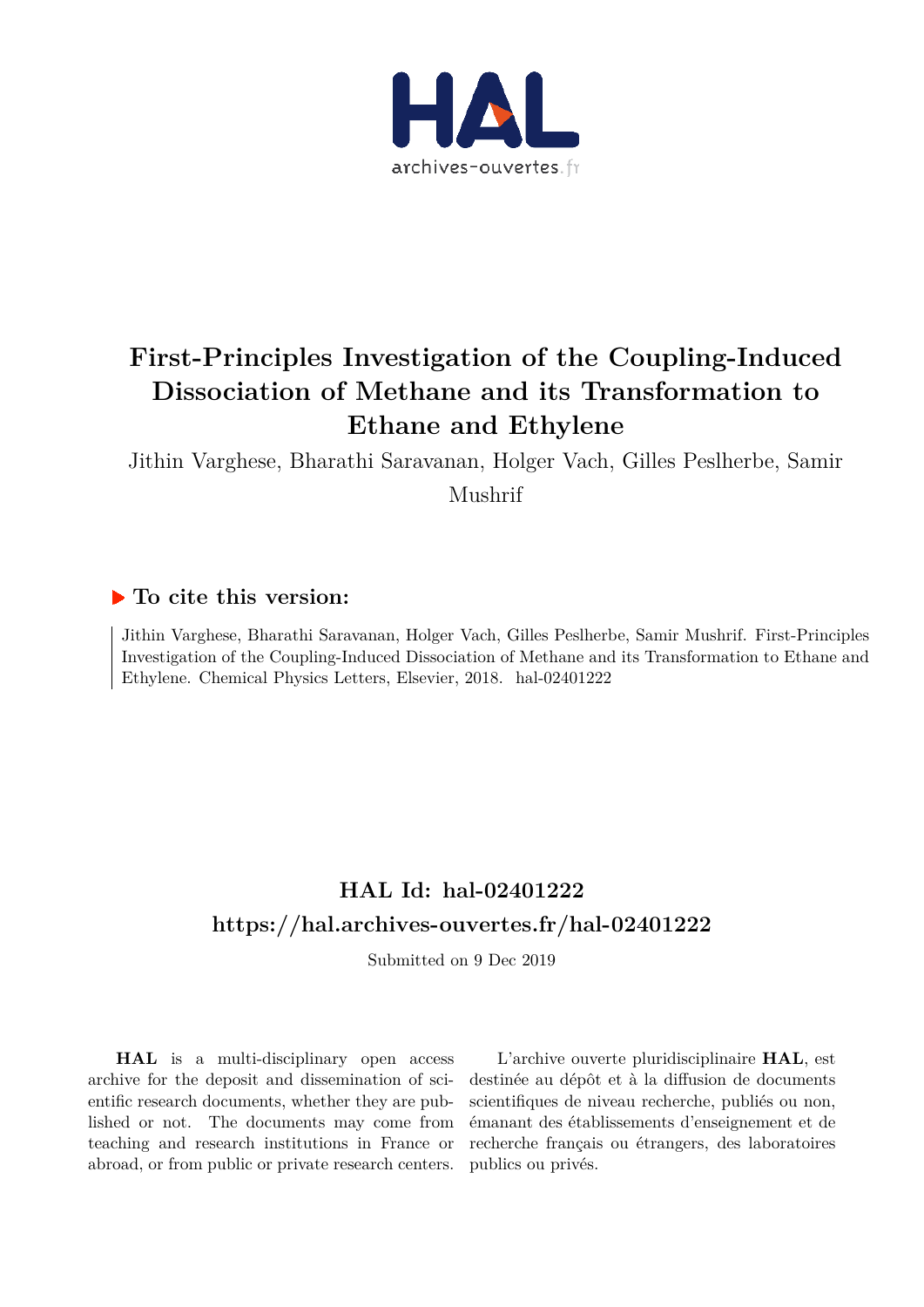# First-Principles Investigation of the Coupling-Induced Dissociation of Methane and its Transformation to Ethane and Ethylene

Jithin Varghese, Bharathi Saravanan, Holger Vach, Gilles Peslherbe, Samir Mushrif

## To cite this version:

Jithin Varghese, Bharathi Saravanan, Holger Vach, Gilles Peslherbe, Samir Mushrif. First-Principles Investigation of the Coupling-Induced Dissociation of Methane and its Transformation to Ethane and Ethylene. Chemical Physics Letters, Elsevier, 2018. hal-02401222

## HAL Id: hal-02401222

## https://hal.archives-ouvertes.fr/hal-02401222

Submitted on 9 Dec 2019

**HAL** is a multi-disciplinary open access archive for the deposit and dissemination of scientific research documents, whether they are published or not. The documents may come from teaching and research institutions in France or abroad, or from public or private research centers.

L'archive ouverte pluridisciplinaire **HAL**, est destinée au dépôt et à la diffusion de documents scientifiques de niveau recherche, publiés ou non, émanant des établissements d'enseignement et de recherche français ou étrangers, des laboratoires publics ou privés.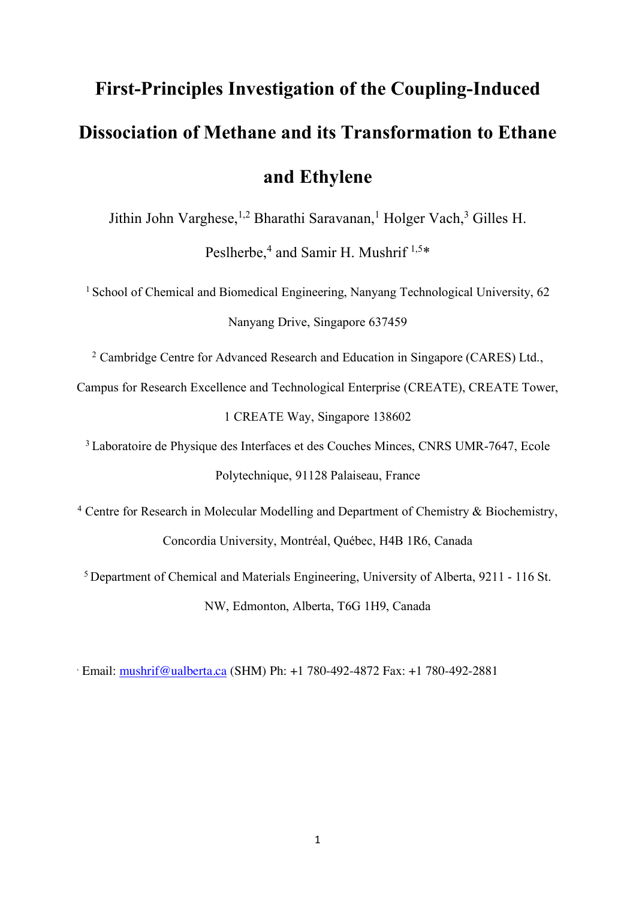# First-Principles Investigation of the Coupling-Induced Dissociation of Methane and its Transformation to Ethane and Ethylene

Jithin John Varghese,[1,2] Bharathi Saravanan,[1] Holger Vach,[3] Gilles H. Peslherbe,[4] and Samir H. Mushrif [1,5]*

[1] School of Chemical and Biomedical Engineering, Nanyang Technological University, 62 Nanyang Drive, Singapore 637459

[2] Cambridge Centre for Advanced Research and Education in Singapore (CARES) Ltd., Campus for Research Excellence and Technological Enterprise (CREATE), CREATE Tower, 1 CREATE Way, Singapore 138602

[3] Laboratoire de Physique des Interfaces et des Couches Minces, CNRS UMR-7647, Ecole Polytechnique, 91128 Palaiseau, France

[4] Centre for Research in Molecular Modelling and Department of Chemistry & Biochemistry, Concordia University, Montréal, Québec, H4B 1R6, Canada

[5] Department of Chemical and Materials Engineering, University of Alberta, 9211 - 116 St. NW, Edmonton, Alberta, T6G 1H9, Canada

* Email: mushrif@ualberta.ca (SHM) Ph: +1 780-492-4872 Fax: +1 780-492-2881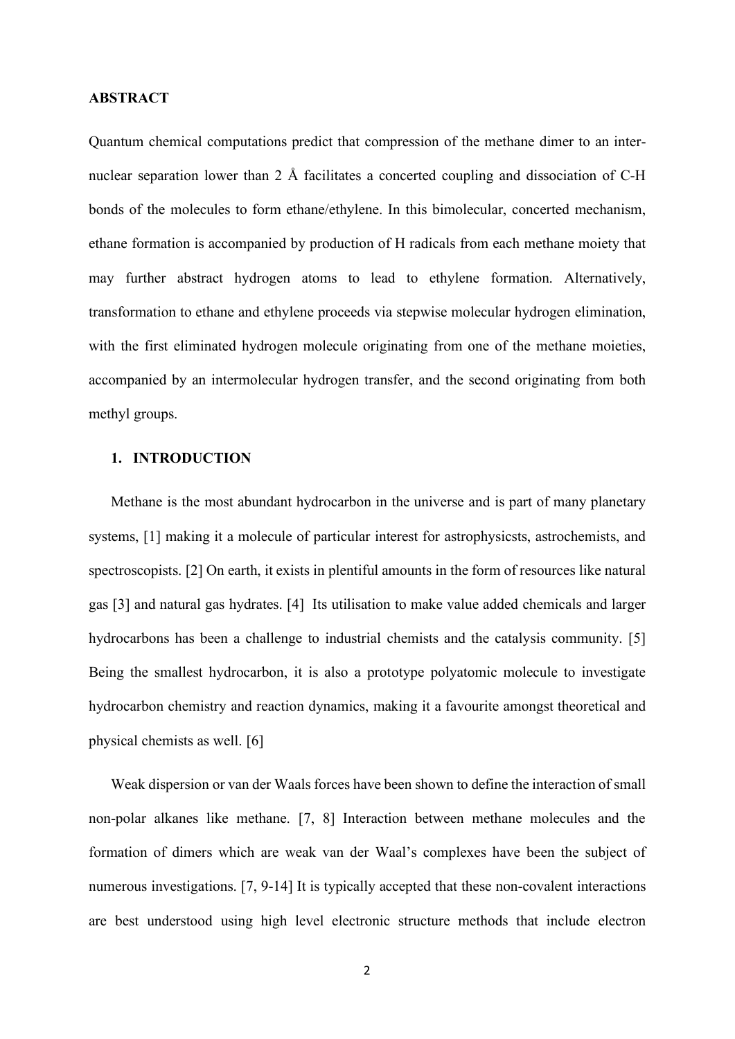## ABSTRACT

Quantum chemical computations predict that compression of the methane dimer to an inter-nuclear separation lower than 2 Å facilitates a concerted coupling and dissociation of C-H bonds of the molecules to form ethane/ethylene. In this bimolecular, concerted mechanism, ethane formation is accompanied by production of H radicals from each methane moiety that may further abstract hydrogen atoms to lead to ethylene formation. Alternatively, transformation to ethane and ethylene proceeds via stepwise molecular hydrogen elimination, with the first eliminated hydrogen molecule originating from one of the methane moieties, accompanied by an intermolecular hydrogen transfer, and the second originating from both methyl groups.

## 1. INTRODUCTION

Methane is the most abundant hydrocarbon in the universe and is part of many planetary systems, [1] making it a molecule of particular interest for astrophysicsts, astrochemists, and spectroscopists. [2] On earth, it exists in plentiful amounts in the form of resources like natural gas [3] and natural gas hydrates. [4] Its utilisation to make value added chemicals and larger hydrocarbons has been a challenge to industrial chemists and the catalysis community. [5] Being the smallest hydrocarbon, it is also a prototype polyatomic molecule to investigate hydrocarbon chemistry and reaction dynamics, making it a favourite amongst theoretical and physical chemists as well. [6]

Weak dispersion or van der Waals forces have been shown to define the interaction of small non-polar alkanes like methane. [7, 8] Interaction between methane molecules and the formation of dimers which are weak van der Waal's complexes have been the subject of numerous investigations. [7, 9-14] It is typically accepted that these non-covalent interactions are best understood using high level electronic structure methods that include electron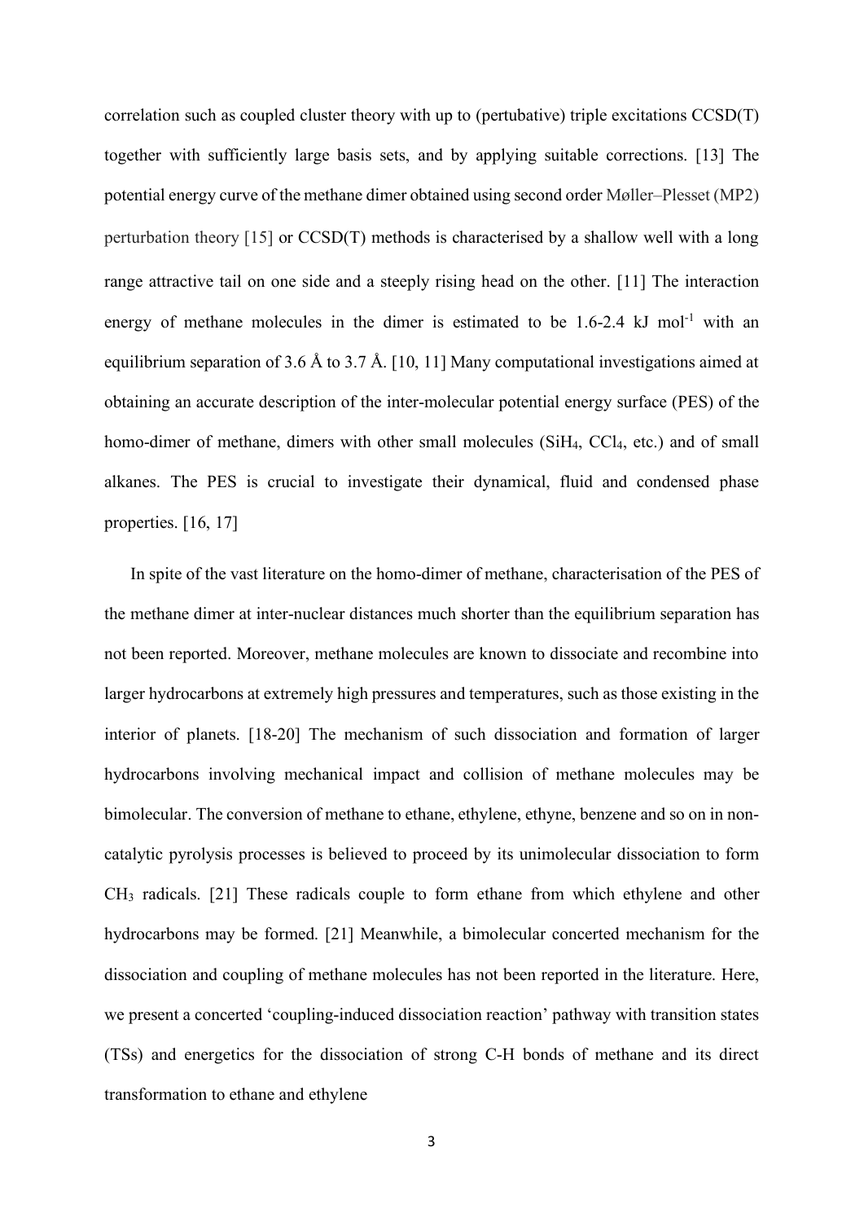correlation such as coupled cluster theory with up to (pertubative) triple excitations CCSD(T) together with sufficiently large basis sets, and by applying suitable corrections. [13] The potential energy curve of the methane dimer obtained using second order Møller–Plesset (MP2) perturbation theory [15] or CCSD(T) methods is characterised by a shallow well with a long range attractive tail on one side and a steeply rising head on the other. [11] The interaction energy of methane molecules in the dimer is estimated to be 1.6-2.4 kJ $mol^{-1}$ with an equilibrium separation of 3.6 Å to 3.7 Å. [10, 11] Many computational investigations aimed at obtaining an accurate description of the inter-molecular potential energy surface (PES) of the homo-dimer of methane, dimers with other small molecules ($SiH_4$, $CCl_4$, etc.) and of small alkanes. The PES is crucial to investigate their dynamical, fluid and condensed phase properties. [16, 17]

In spite of the vast literature on the homo-dimer of methane, characterisation of the PES of the methane dimer at inter-nuclear distances much shorter than the equilibrium separation has not been reported. Moreover, methane molecules are known to dissociate and recombine into larger hydrocarbons at extremely high pressures and temperatures, such as those existing in the interior of planets. [18-20] The mechanism of such dissociation and formation of larger hydrocarbons involving mechanical impact and collision of methane molecules may be bimolecular. The conversion of methane to ethane, ethylene, ethyne, benzene and so on in non-catalytic pyrolysis processes is believed to proceed by its unimolecular dissociation to form $CH_3$ radicals. [21] These radicals couple to form ethane from which ethylene and other hydrocarbons may be formed. [21] Meanwhile, a bimolecular concerted mechanism for the dissociation and coupling of methane molecules has not been reported in the literature. Here, we present a concerted 'coupling-induced dissociation reaction' pathway with transition states (TSs) and energetics for the dissociation of strong C-H bonds of methane and its direct transformation to ethane and ethylene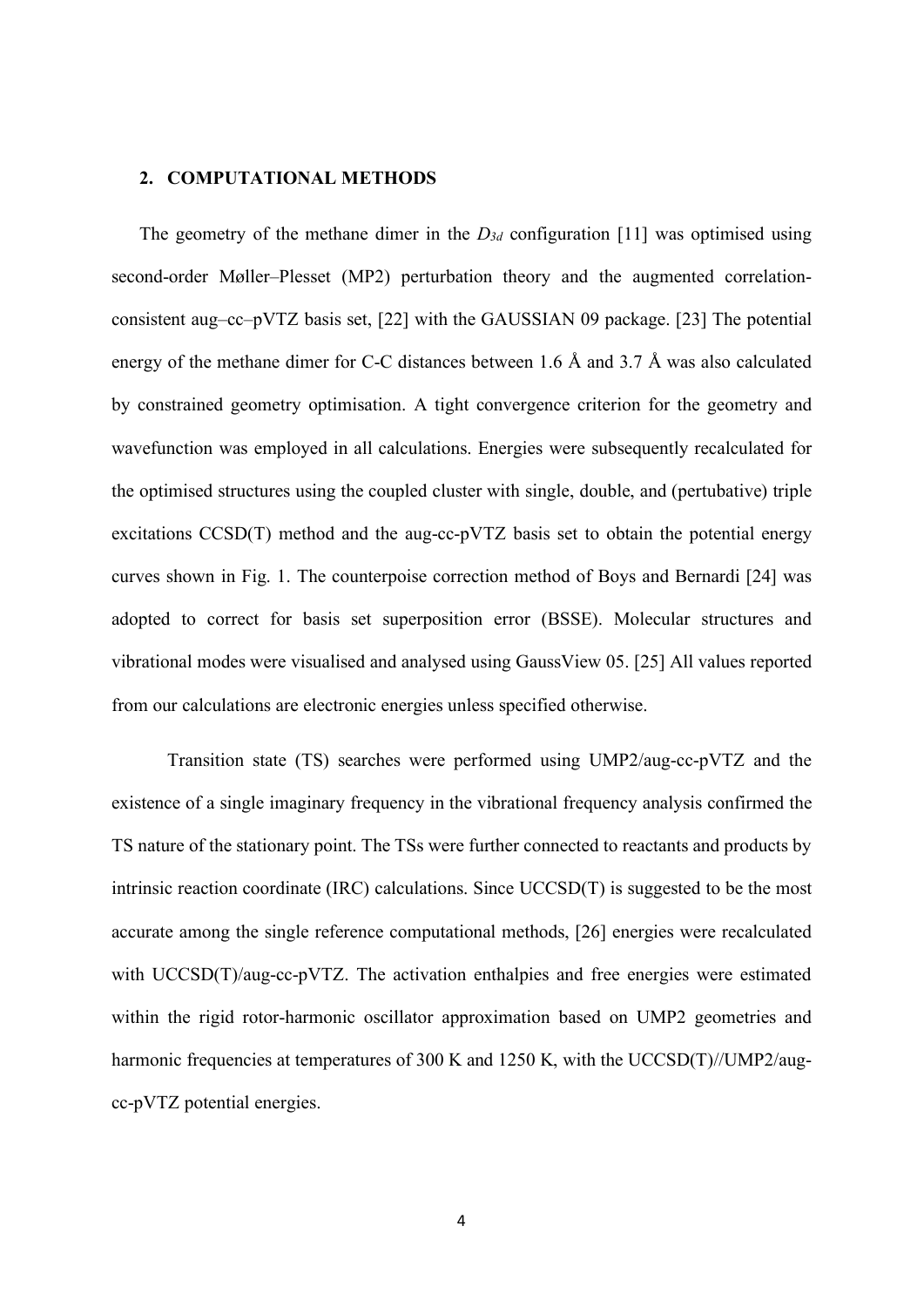## 2. COMPUTATIONAL METHODS

The geometry of the methane dimer in the $D_{3d}$ configuration [11] was optimised using second-order Møller–Plesset (MP2) perturbation theory and the augmented correlation-consistent aug–cc–pVTZ basis set, [22] with the GAUSSIAN 09 package. [23] The potential energy of the methane dimer for C-C distances between 1.6 Å and 3.7 Å was also calculated by constrained geometry optimisation. A tight convergence criterion for the geometry and wavefunction was employed in all calculations. Energies were subsequently recalculated for the optimised structures using the coupled cluster with single, double, and (pertubative) triple excitations CCSD(T) method and the aug-cc-pVTZ basis set to obtain the potential energy curves shown in Fig. 1. The counterpoise correction method of Boys and Bernardi [24] was adopted to correct for basis set superposition error (BSSE). Molecular structures and vibrational modes were visualised and analysed using GaussView 05. [25] All values reported from our calculations are electronic energies unless specified otherwise.

Transition state (TS) searches were performed using UMP2/aug-cc-pVTZ and the existence of a single imaginary frequency in the vibrational frequency analysis confirmed the TS nature of the stationary point. The TSs were further connected to reactants and products by intrinsic reaction coordinate (IRC) calculations. Since UCCSD(T) is suggested to be the most accurate among the single reference computational methods, [26] energies were recalculated with UCCSD(T)/aug-cc-pVTZ. The activation enthalpies and free energies were estimated within the rigid rotor-harmonic oscillator approximation based on UMP2 geometries and harmonic frequencies at temperatures of 300 K and 1250 K, with the UCCSD(T)//UMP2/aug-cc-pVTZ potential energies.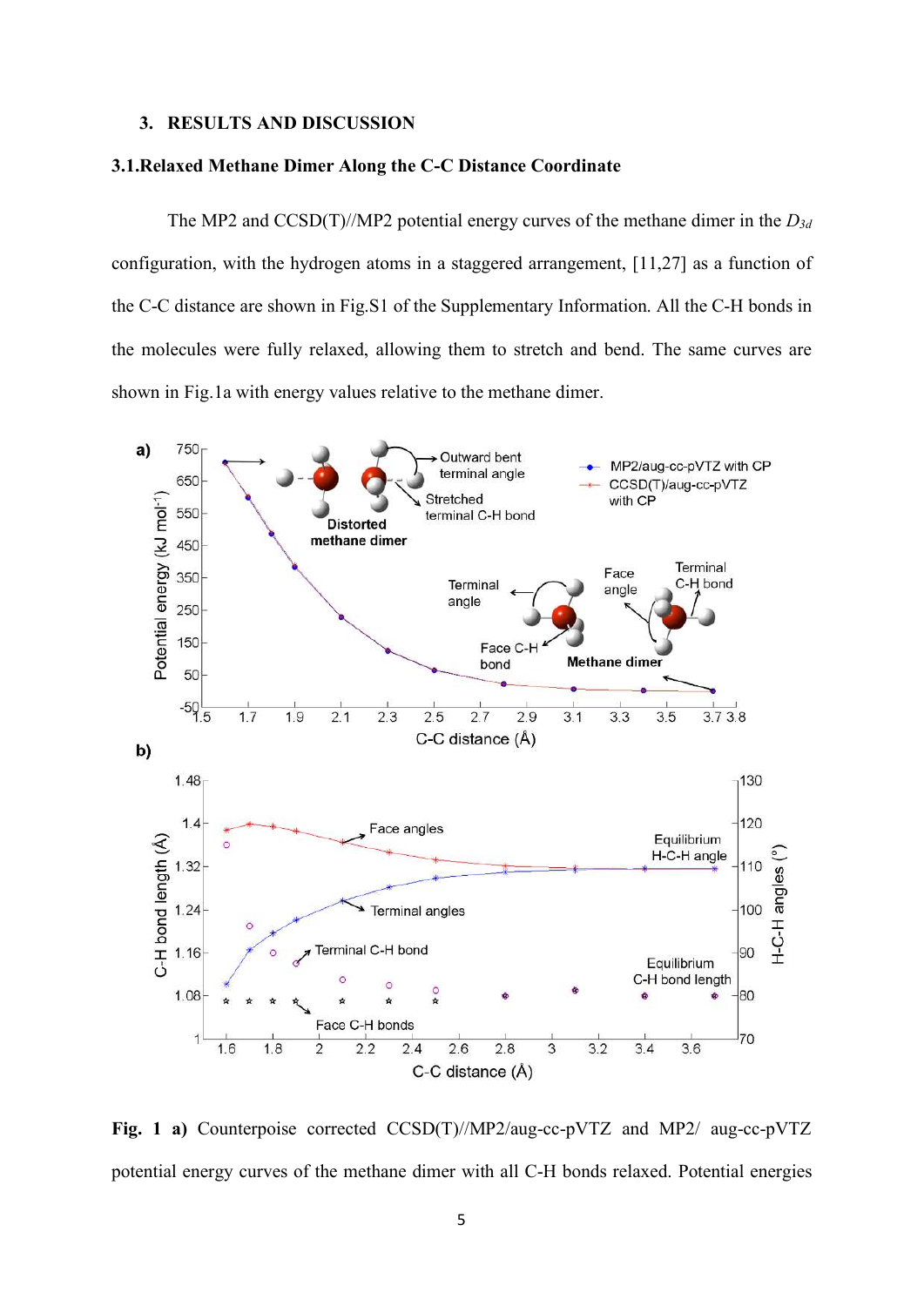## 3. RESULTS AND DISCUSSION

### 3.1. Relaxed Methane Dimer Along the C-C Distance Coordinate

The MP2 and CCSD(T)//MP2 potential energy curves of the methane dimer in the $D_{3d}$ configuration, with the hydrogen atoms in a staggered arrangement, [11,27] as a function of the C-C distance are shown in Fig.S1 of the Supplementary Information. All the C-H bonds in the molecules were fully relaxed, allowing them to stretch and bend. The same curves are shown in Fig.1a with energy values relative to the methane dimer.

**Fig. 1 a)** Counterpoise corrected CCSD(T)//MP2/aug-cc-pVTZ and MP2/ aug-cc-pVTZ potential energy curves of the methane dimer with all C-H bonds relaxed. Potential energies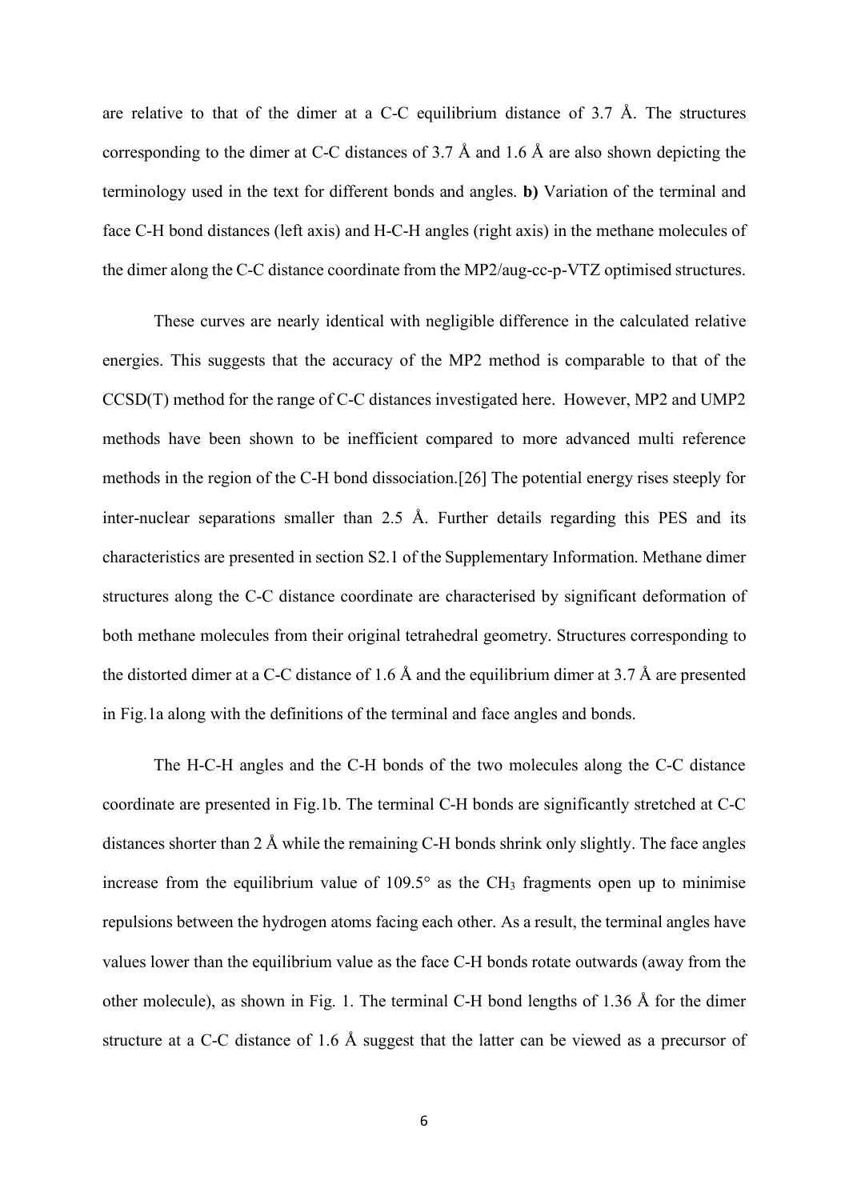are relative to that of the dimer at a C-C equilibrium distance of 3.7 Å. The structures corresponding to the dimer at C-C distances of 3.7 Å and 1.6 Å are also shown depicting the terminology used in the text for different bonds and angles. **b)** Variation of the terminal and face C-H bond distances (left axis) and H-C-H angles (right axis) in the methane molecules of the dimer along the C-C distance coordinate from the MP2/aug-cc-p-VTZ optimised structures.

These curves are nearly identical with negligible difference in the calculated relative energies. This suggests that the accuracy of the MP2 method is comparable to that of the CCSD(T) method for the range of C-C distances investigated here. However, MP2 and UMP2 methods have been shown to be inefficient compared to more advanced multi reference methods in the region of the C-H bond dissociation.[26] The potential energy rises steeply for inter-nuclear separations smaller than 2.5 Å. Further details regarding this PES and its characteristics are presented in section S2.1 of the Supplementary Information. Methane dimer structures along the C-C distance coordinate are characterised by significant deformation of both methane molecules from their original tetrahedral geometry. Structures corresponding to the distorted dimer at a C-C distance of 1.6 Å and the equilibrium dimer at 3.7 Å are presented in Fig.1a along with the definitions of the terminal and face angles and bonds.

The H-C-H angles and the C-H bonds of the two molecules along the C-C distance coordinate are presented in Fig.1b. The terminal C-H bonds are significantly stretched at C-C distances shorter than 2 Å while the remaining C-H bonds shrink only slightly. The face angles increase from the equilibrium value of 109.5° as the $CH_3$ fragments open up to minimise repulsions between the hydrogen atoms facing each other. As a result, the terminal angles have values lower than the equilibrium value as the face C-H bonds rotate outwards (away from the other molecule), as shown in Fig. 1. The terminal C-H bond lengths of 1.36 Å for the dimer structure at a C-C distance of 1.6 Å suggest that the latter can be viewed as a precursor of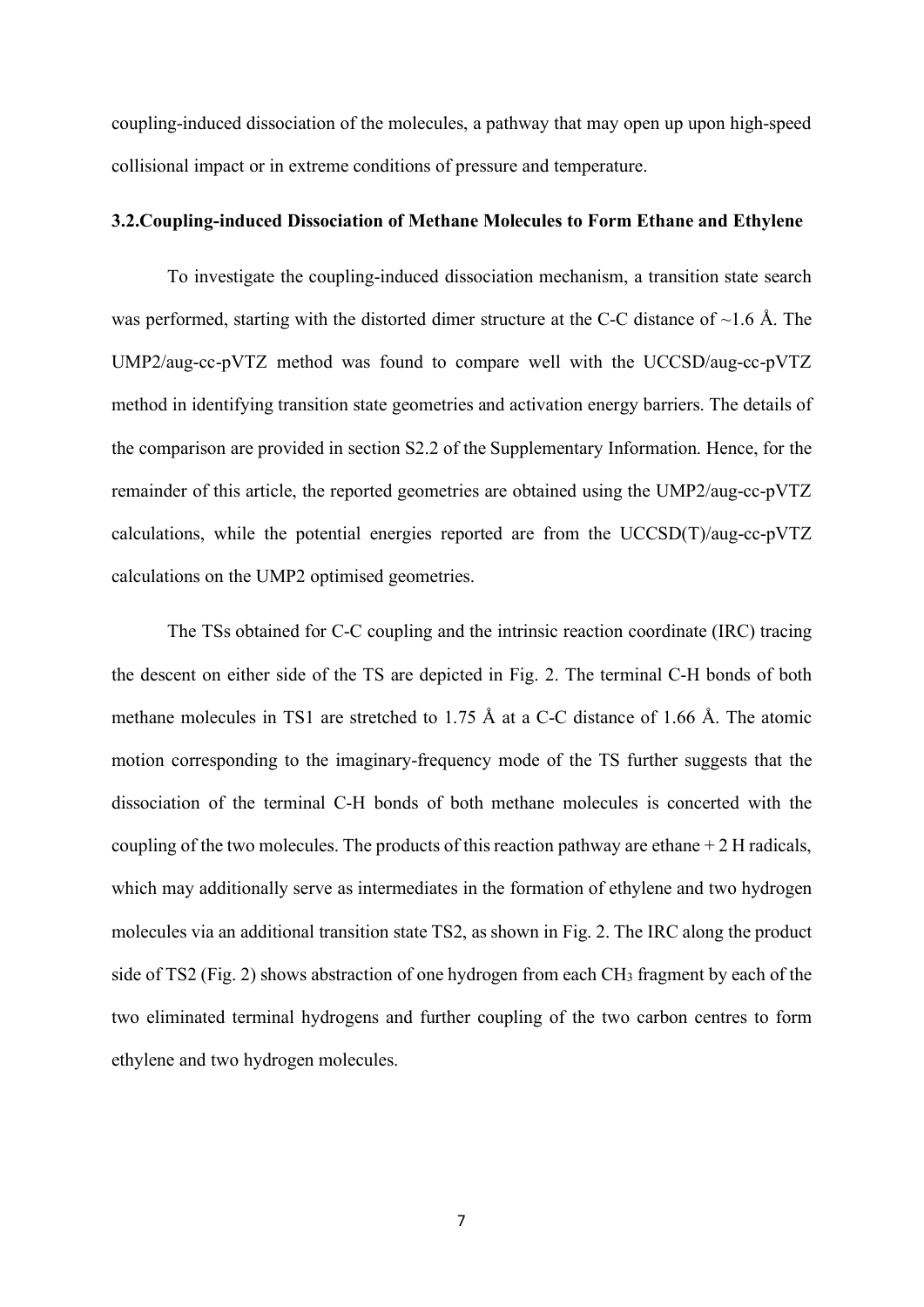coupling-induced dissociation of the molecules, a pathway that may open up upon high-speed collisional impact or in extreme conditions of pressure and temperature.

### 3.2. Coupling-induced Dissociation of Methane Molecules to Form Ethane and Ethylene

To investigate the coupling-induced dissociation mechanism, a transition state search was performed, starting with the distorted dimer structure at the C-C distance of ~1.6 Å. The UMP2/aug-cc-pVTZ method was found to compare well with the UCCSD/aug-cc-pVTZ method in identifying transition state geometries and activation energy barriers. The details of the comparison are provided in section S2.2 of the Supplementary Information. Hence, for the remainder of this article, the reported geometries are obtained using the UMP2/aug-cc-pVTZ calculations, while the potential energies reported are from the UCCSD(T)/aug-cc-pVTZ calculations on the UMP2 optimised geometries.

The TSs obtained for C-C coupling and the intrinsic reaction coordinate (IRC) tracing the descent on either side of the TS are depicted in Fig. 2. The terminal C-H bonds of both methane molecules in TS1 are stretched to 1.75 Å at a C-C distance of 1.66 Å. The atomic motion corresponding to the imaginary-frequency mode of the TS further suggests that the dissociation of the terminal C-H bonds of both methane molecules is concerted with the coupling of the two molecules. The products of this reaction pathway are ethane + 2 H radicals, which may additionally serve as intermediates in the formation of ethylene and two hydrogen molecules via an additional transition state TS2, as shown in Fig. 2. The IRC along the product side of TS2 (Fig. 2) shows abstraction of one hydrogen from each $CH_3$ fragment by each of the two eliminated terminal hydrogens and further coupling of the two carbon centres to form ethylene and two hydrogen molecules.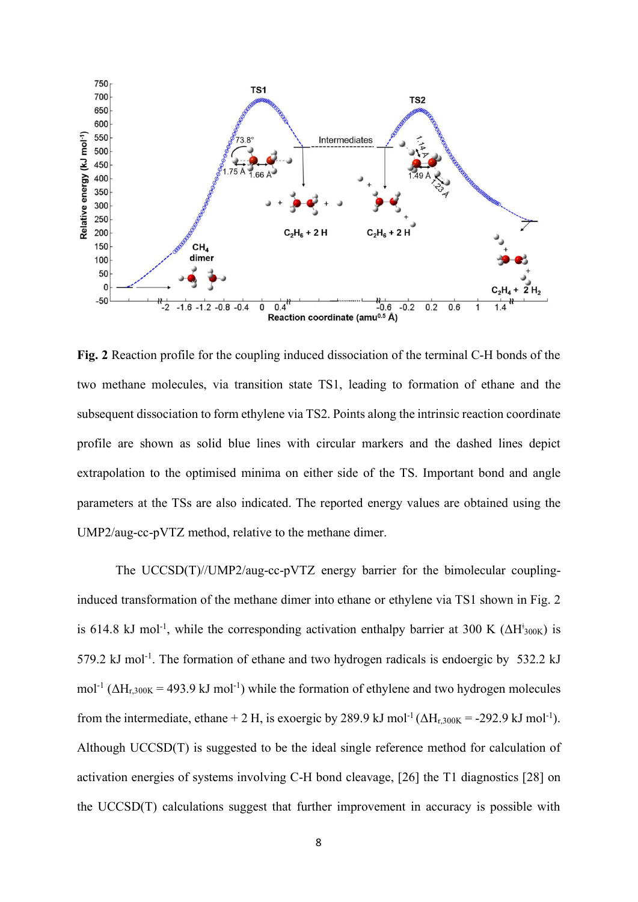**Fig. 2** Reaction profile for the coupling induced dissociation of the terminal C-H bonds of the two methane molecules, via transition state TS1, leading to formation of ethane and the subsequent dissociation to form ethylene via TS2. Points along the intrinsic reaction coordinate profile are shown as solid blue lines with circular markers and the dashed lines depict extrapolation to the optimised minima on either side of the TS. Important bond and angle parameters at the TSs are also indicated. The reported energy values are obtained using the UMP2/aug-cc-pVTZ method, relative to the methane dimer.

The UCCSD(T)//UMP2/aug-cc-pVTZ energy barrier for the bimolecular coupling-induced transformation of the methane dimer into ethane or ethylene via TS1 shown in Fig. 2 is 614.8 kJ mol$^{-1}$, while the corresponding activation enthalpy barrier at 300 K ($\Delta H^{\ddagger}_{300K}$) is 579.2 kJ mol$^{-1}$. The formation of ethane and two hydrogen radicals is endoergic by 532.2 kJ mol$^{-1}$ ($\Delta H_{r,300K}$ = 493.9 kJ mol$^{-1}$) while the formation of ethylene and two hydrogen molecules from the intermediate, ethane + 2 H, is exoergic by 289.9 kJ mol$^{-1}$ ($\Delta H_{r,300K}$ = -292.9 kJ mol$^{-1}$). Although UCCSD(T) is suggested to be the ideal single reference method for calculation of activation energies of systems involving C-H bond cleavage, [26] the T1 diagnostics [28] on the UCCSD(T) calculations suggest that further improvement in accuracy is possible with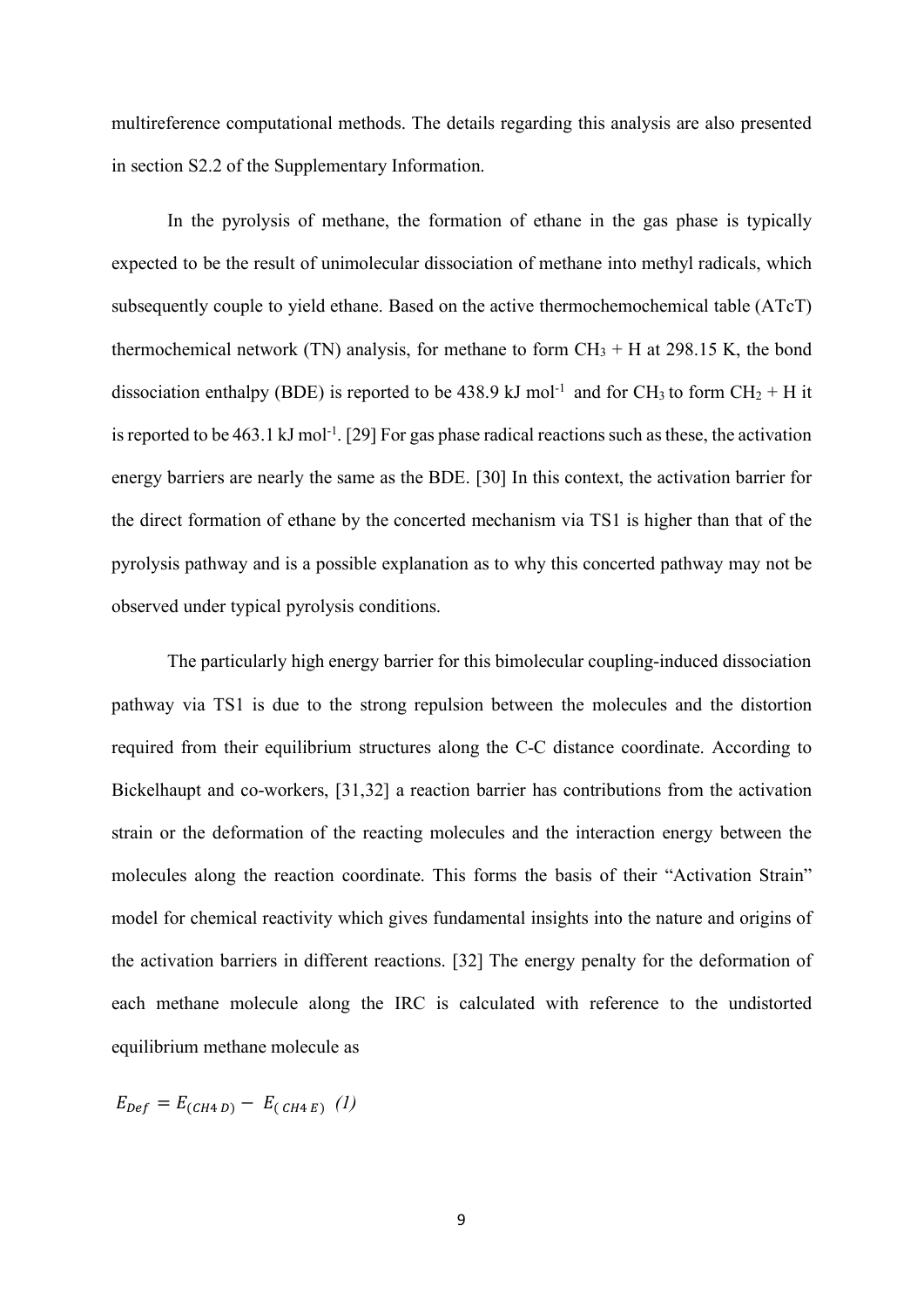multireference computational methods. The details regarding this analysis are also presented in section S2.2 of the Supplementary Information.

In the pyrolysis of methane, the formation of ethane in the gas phase is typically expected to be the result of unimolecular dissociation of methane into methyl radicals, which subsequently couple to yield ethane. Based on the active thermochemochemical table (ATcT) thermochemical network (TN) analysis, for methane to form $CH_3$ + H at 298.15 K, the bond dissociation enthalpy (BDE) is reported to be 438.9 kJ mol$^{-1}$ and for $CH_3$ to form $CH_2$ + H it is reported to be 463.1 kJ mol$^{-1}$. [29] For gas phase radical reactions such as these, the activation energy barriers are nearly the same as the BDE. [30] In this context, the activation barrier for the direct formation of ethane by the concerted mechanism via TS1 is higher than that of the pyrolysis pathway and is a possible explanation as to why this concerted pathway may not be observed under typical pyrolysis conditions.

The particularly high energy barrier for this bimolecular coupling-induced dissociation pathway via TS1 is due to the strong repulsion between the molecules and the distortion required from their equilibrium structures along the C-C distance coordinate. According to Bickelhaupt and co-workers, [31,32] a reaction barrier has contributions from the activation strain or the deformation of the reacting molecules and the interaction energy between the molecules along the reaction coordinate. This forms the basis of their "Activation Strain" model for chemical reactivity which gives fundamental insights into the nature and origins of the activation barriers in different reactions. [32] The energy penalty for the deformation of each methane molecule along the IRC is calculated with reference to the undistorted equilibrium methane molecule as

$$E_{Def} = E_{(CH4\,D)} - E_{(CH4\,E)} \quad (1)$$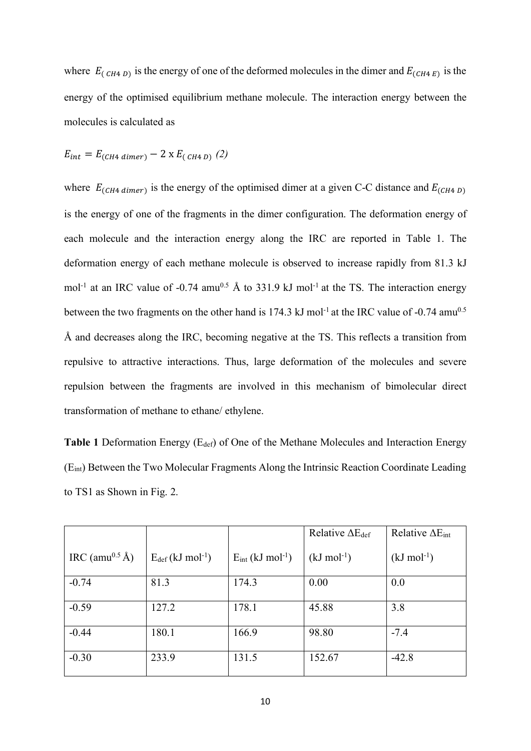where $E_{(CH4\ D)}$ is the energy of one of the deformed molecules in the dimer and $E_{(CH4\ E)}$ is the energy of the optimised equilibrium methane molecule. The interaction energy between the molecules is calculated as

$$E_{int} = E_{(CH4\ dimer)} - 2 \text{ x } E_{(CH4\ D)} \quad (2)$$

where $E_{(CH4\ dimer)}$ is the energy of the optimised dimer at a given C-C distance and $E_{(CH4\ D)}$ is the energy of one of the fragments in the dimer configuration. The deformation energy of each molecule and the interaction energy along the IRC are reported in Table 1. The deformation energy of each methane molecule is observed to increase rapidly from 81.3 kJ mol$^{-1}$ at an IRC value of -0.74 amu$^{0.5}$ Å to 331.9 kJ mol$^{-1}$ at the TS. The interaction energy between the two fragments on the other hand is 174.3 kJ mol$^{-1}$ at the IRC value of -0.74 amu$^{0.5}$ Å and decreases along the IRC, becoming negative at the TS. This reflects a transition from repulsive to attractive interactions. Thus, large deformation of the molecules and severe repulsion between the fragments are involved in this mechanism of bimolecular direct transformation of methane to ethane/ ethylene.

**Table 1** Deformation Energy ($E_{def}$) of One of the Methane Molecules and Interaction Energy ($E_{int}$) Between the Two Molecular Fragments Along the Intrinsic Reaction Coordinate Leading to TS1 as Shown in Fig. 2.

| IRC (amu$^{0.5}$ Å) | $E_{def}$ (kJ mol$^{-1}$) | $E_{int}$ (kJ mol$^{-1}$) | Relative $\Delta E_{def}$ (kJ mol$^{-1}$) | Relative $\Delta E_{int}$ (kJ mol$^{-1}$) |
|---|---|---|---|---|
| -0.74 | 81.3 | 174.3 | 0.00 | 0.0 |
| -0.59 | 127.2 | 178.1 | 45.88 | 3.8 |
| -0.44 | 180.1 | 166.9 | 98.80 | -7.4 |
| -0.30 | 233.9 | 131.5 | 152.67 | -42.8 |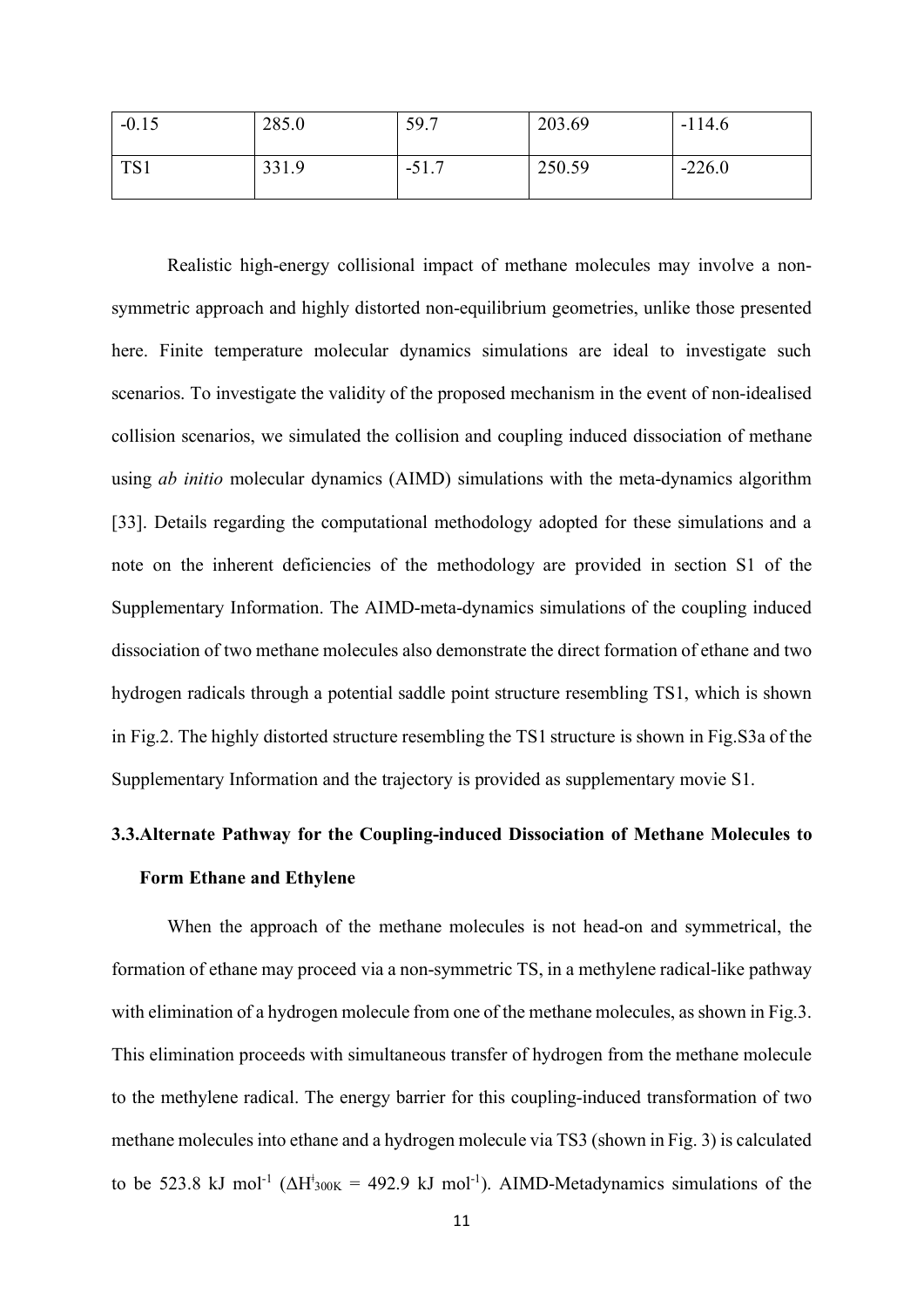| -0.15 | 285.0 | 59.7 | 203.69 | -114.6 |
|---|---|---|---|---|
| TS1 | 331.9 | -51.7 | 250.59 | -226.0 |

Realistic high-energy collisional impact of methane molecules may involve a non-symmetric approach and highly distorted non-equilibrium geometries, unlike those presented here. Finite temperature molecular dynamics simulations are ideal to investigate such scenarios. To investigate the validity of the proposed mechanism in the event of non-idealised collision scenarios, we simulated the collision and coupling induced dissociation of methane using *ab initio* molecular dynamics (AIMD) simulations with the meta-dynamics algorithm [33]. Details regarding the computational methodology adopted for these simulations and a note on the inherent deficiencies of the methodology are provided in section S1 of the Supplementary Information. The AIMD-meta-dynamics simulations of the coupling induced dissociation of two methane molecules also demonstrate the direct formation of ethane and two hydrogen radicals through a potential saddle point structure resembling TS1, which is shown in Fig.2. The highly distorted structure resembling the TS1 structure is shown in Fig.S3a of the Supplementary Information and the trajectory is provided as supplementary movie S1.

## 3.3. Alternate Pathway for the Coupling-induced Dissociation of Methane Molecules to Form Ethane and Ethylene

When the approach of the methane molecules is not head-on and symmetrical, the formation of ethane may proceed via a non-symmetric TS, in a methylene radical-like pathway with elimination of a hydrogen molecule from one of the methane molecules, as shown in Fig.3. This elimination proceeds with simultaneous transfer of hydrogen from the methane molecule to the methylene radical. The energy barrier for this coupling-induced transformation of two methane molecules into ethane and a hydrogen molecule via TS3 (shown in Fig. 3) is calculated to be 523.8 kJ mol$^{-1}$ ($\Delta H^{\ddagger}_{300K}$ = 492.9 kJ mol$^{-1}$). AIMD-Metadynamics simulations of the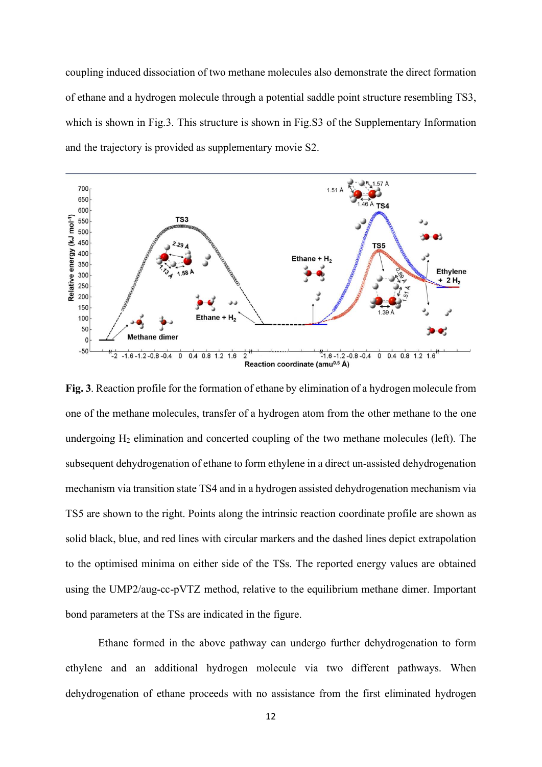coupling induced dissociation of two methane molecules also demonstrate the direct formation of ethane and a hydrogen molecule through a potential saddle point structure resembling TS3, which is shown in Fig.3. This structure is shown in Fig.S3 of the Supplementary Information and the trajectory is provided as supplementary movie S2.

**Fig. 3**. Reaction profile for the formation of ethane by elimination of a hydrogen molecule from one of the methane molecules, transfer of a hydrogen atom from the other methane to the one undergoing $H_2$ elimination and concerted coupling of the two methane molecules (left). The subsequent dehydrogenation of ethane to form ethylene in a direct un-assisted dehydrogenation mechanism via transition state TS4 and in a hydrogen assisted dehydrogenation mechanism via TS5 are shown to the right. Points along the intrinsic reaction coordinate profile are shown as solid black, blue, and red lines with circular markers and the dashed lines depict extrapolation to the optimised minima on either side of the TSs. The reported energy values are obtained using the UMP2/aug-cc-pVTZ method, relative to the equilibrium methane dimer. Important bond parameters at the TSs are indicated in the figure.

Ethane formed in the above pathway can undergo further dehydrogenation to form ethylene and an additional hydrogen molecule via two different pathways. When dehydrogenation of ethane proceeds with no assistance from the first eliminated hydrogen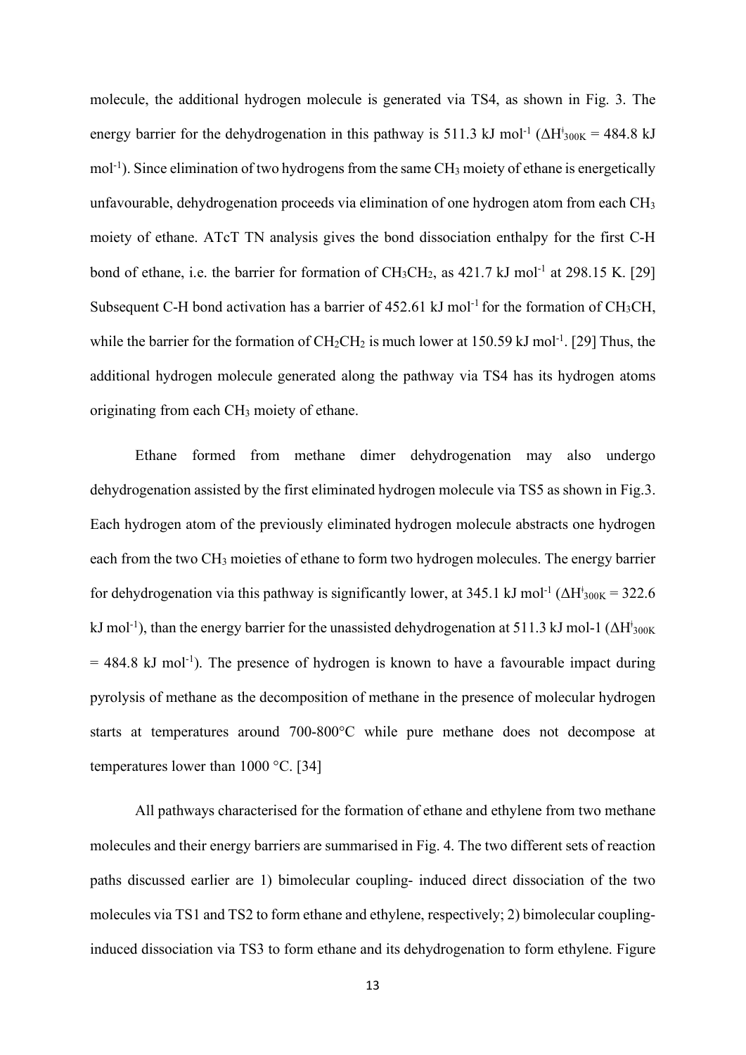molecule, the additional hydrogen molecule is generated via TS4, as shown in Fig. 3. The energy barrier for the dehydrogenation in this pathway is 511.3 kJ mol$^{-1}$ ($\Delta H^{\ddagger}_{300K}$ = 484.8 kJ mol$^{-1}$). Since elimination of two hydrogens from the same $CH_3$ moiety of ethane is energetically unfavourable, dehydrogenation proceeds via elimination of one hydrogen atom from each $CH_3$ moiety of ethane. ATcT TN analysis gives the bond dissociation enthalpy for the first C-H bond of ethane, i.e. the barrier for formation of $CH_3CH_2$, as 421.7 kJ mol$^{-1}$ at 298.15 K. [29] Subsequent C-H bond activation has a barrier of 452.61 kJ mol$^{-1}$ for the formation of $CH_3CH$, while the barrier for the formation of $CH_2CH_2$ is much lower at 150.59 kJ mol$^{-1}$. [29] Thus, the additional hydrogen molecule generated along the pathway via TS4 has its hydrogen atoms originating from each $CH_3$ moiety of ethane.

Ethane formed from methane dimer dehydrogenation may also undergo dehydrogenation assisted by the first eliminated hydrogen molecule via TS5 as shown in Fig.3. Each hydrogen atom of the previously eliminated hydrogen molecule abstracts one hydrogen each from the two $CH_3$ moieties of ethane to form two hydrogen molecules. The energy barrier for dehydrogenation via this pathway is significantly lower, at 345.1 kJ mol$^{-1}$ ($\Delta H^{\ddagger}_{300K}$ = 322.6 kJ mol$^{-1}$), than the energy barrier for the unassisted dehydrogenation at 511.3 kJ mol-1 ($\Delta H^{\ddagger}_{300K}$ = 484.8 kJ mol$^{-1}$). The presence of hydrogen is known to have a favourable impact during pyrolysis of methane as the decomposition of methane in the presence of molecular hydrogen starts at temperatures around 700-800°C while pure methane does not decompose at temperatures lower than 1000 °C. [34]

All pathways characterised for the formation of ethane and ethylene from two methane molecules and their energy barriers are summarised in Fig. 4. The two different sets of reaction paths discussed earlier are 1) bimolecular coupling- induced direct dissociation of the two molecules via TS1 and TS2 to form ethane and ethylene, respectively; 2) bimolecular coupling-induced dissociation via TS3 to form ethane and its dehydrogenation to form ethylene. Figure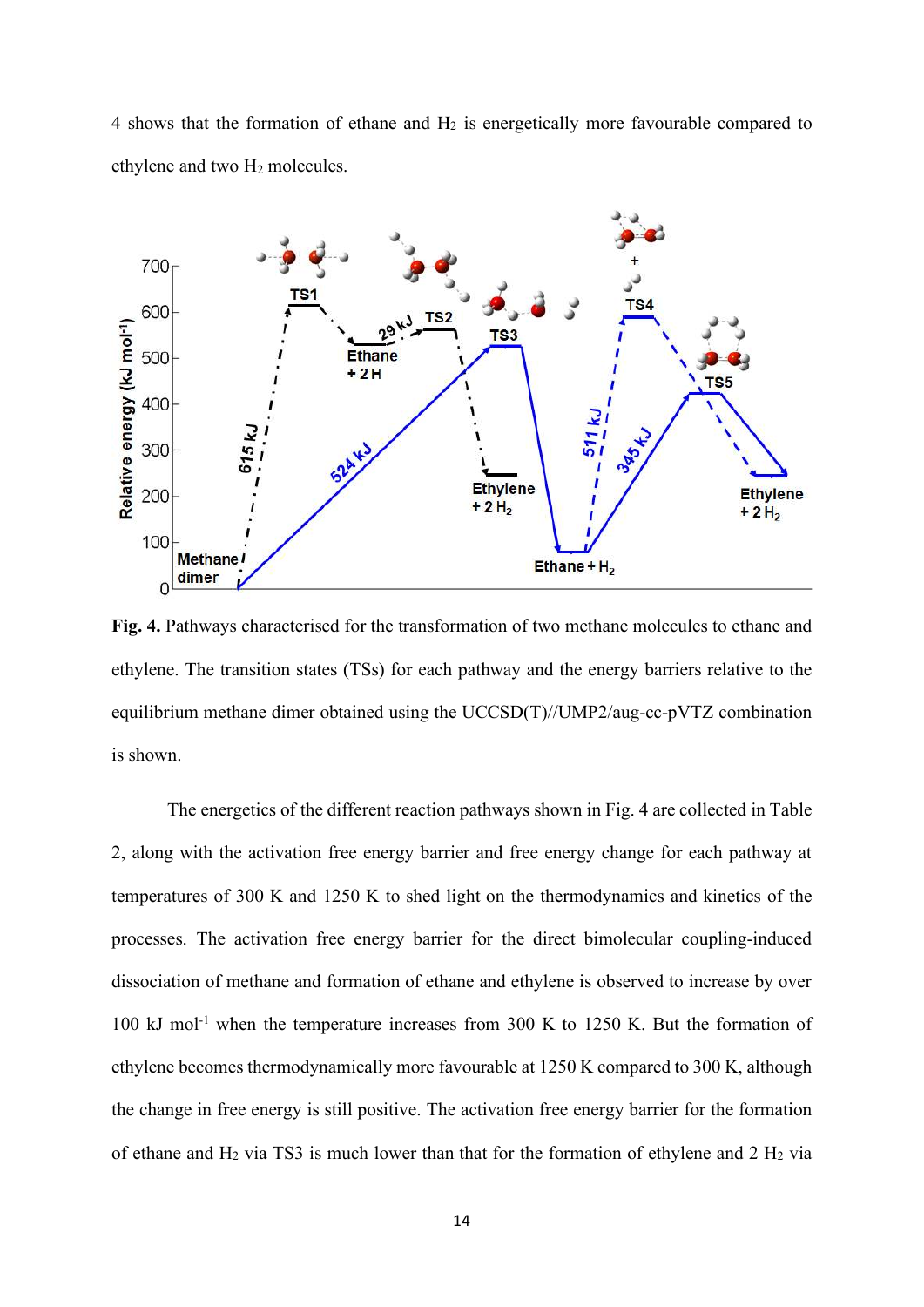4 shows that the formation of ethane and $H_2$ is energetically more favourable compared to ethylene and two $H_2$ molecules.

**Fig. 4.** Pathways characterised for the transformation of two methane molecules to ethane and ethylene. The transition states (TSs) for each pathway and the energy barriers relative to the equilibrium methane dimer obtained using the UCCSD(T)//UMP2/aug-cc-pVTZ combination is shown.

The energetics of the different reaction pathways shown in Fig. 4 are collected in Table 2, along with the activation free energy barrier and free energy change for each pathway at temperatures of 300 K and 1250 K to shed light on the thermodynamics and kinetics of the processes. The activation free energy barrier for the direct bimolecular coupling-induced dissociation of methane and formation of ethane and ethylene is observed to increase by over 100 kJ $mol^{-1}$ when the temperature increases from 300 K to 1250 K. But the formation of ethylene becomes thermodynamically more favourable at 1250 K compared to 300 K, although the change in free energy is still positive. The activation free energy barrier for the formation of ethane and $H_2$ via TS3 is much lower than that for the formation of ethylene and 2 $H_2$ via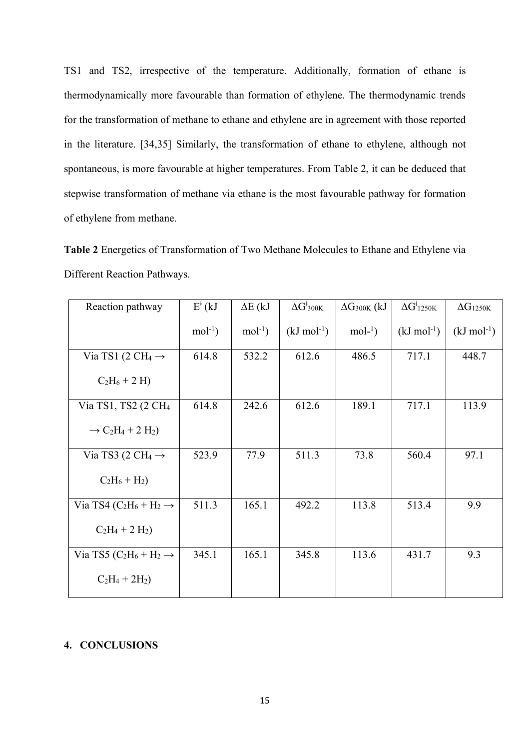TS1 and TS2, irrespective of the temperature. Additionally, formation of ethane is thermodynamically more favourable than formation of ethylene. The thermodynamic trends for the transformation of methane to ethane and ethylene are in agreement with those reported in the literature. [34,35] Similarly, the transformation of ethane to ethylene, although not spontaneous, is more favourable at higher temperatures. From Table 2, it can be deduced that stepwise transformation of methane via ethane is the most favourable pathway for formation of ethylene from methane.

**Table 2** Energetics of Transformation of Two Methane Molecules to Ethane and Ethylene via Different Reaction Pathways.

| Reaction pathway | $E^{\ddagger}$ (kJ mol$^{-1}$) | $\Delta E$ (kJ mol$^{-1}$) | $\Delta G^{\ddagger}_{300K}$ (kJ mol$^{-1}$) | $\Delta G_{300K}$ (kJ mol-$^{1}$) | $\Delta G^{\ddagger}_{1250K}$ (kJ mol$^{-1}$) | $\Delta G_{1250K}$ (kJ mol$^{-1}$) |
|---|---|---|---|---|---|---|
| Via TS1 ($2\ CH_4 \rightarrow C_2H_6 + 2\ H$) | 614.8 | 532.2 | 612.6 | 486.5 | 717.1 | 448.7 |
| Via TS1, TS2 ($2\ CH_4 \rightarrow C_2H_4 + 2\ H_2$) | 614.8 | 242.6 | 612.6 | 189.1 | 717.1 | 113.9 |
| Via TS3 ($2\ CH_4 \rightarrow C_2H_6 + H_2$) | 523.9 | 77.9 | 511.3 | 73.8 | 560.4 | 97.1 |
| Via TS4 ($C_2H_6 + H_2 \rightarrow C_2H_4 + 2\ H_2$) | 511.3 | 165.1 | 492.2 | 113.8 | 513.4 | 9.9 |
| Via TS5 ($C_2H_6 + H_2 \rightarrow C_2H_4 + 2H_2$) | 345.1 | 165.1 | 345.8 | 113.6 | 431.7 | 9.3 |

## 4. CONCLUSIONS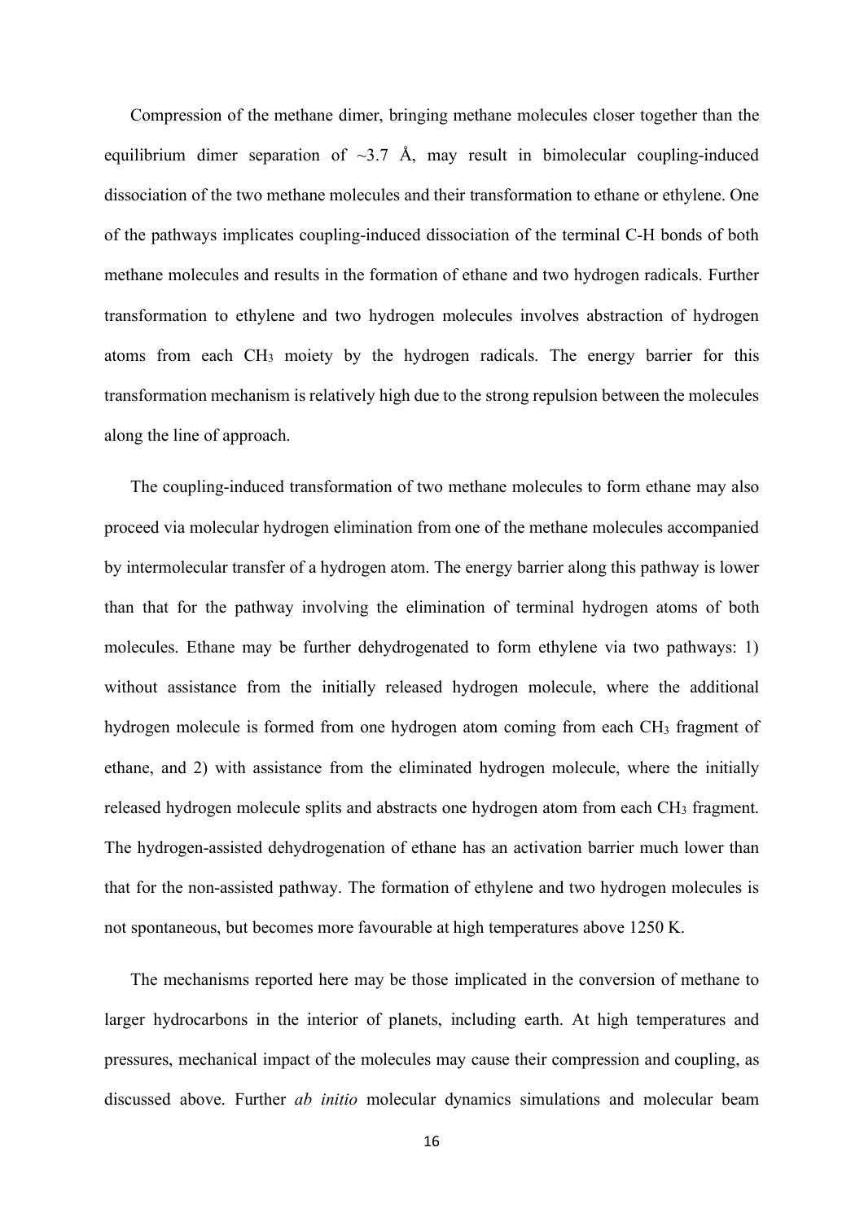Compression of the methane dimer, bringing methane molecules closer together than the equilibrium dimer separation of ~3.7 Å, may result in bimolecular coupling-induced dissociation of the two methane molecules and their transformation to ethane or ethylene. One of the pathways implicates coupling-induced dissociation of the terminal C-H bonds of both methane molecules and results in the formation of ethane and two hydrogen radicals. Further transformation to ethylene and two hydrogen molecules involves abstraction of hydrogen atoms from each $CH_3$ moiety by the hydrogen radicals. The energy barrier for this transformation mechanism is relatively high due to the strong repulsion between the molecules along the line of approach.

The coupling-induced transformation of two methane molecules to form ethane may also proceed via molecular hydrogen elimination from one of the methane molecules accompanied by intermolecular transfer of a hydrogen atom. The energy barrier along this pathway is lower than that for the pathway involving the elimination of terminal hydrogen atoms of both molecules. Ethane may be further dehydrogenated to form ethylene via two pathways: 1) without assistance from the initially released hydrogen molecule, where the additional hydrogen molecule is formed from one hydrogen atom coming from each $CH_3$ fragment of ethane, and 2) with assistance from the eliminated hydrogen molecule, where the initially released hydrogen molecule splits and abstracts one hydrogen atom from each $CH_3$ fragment. The hydrogen-assisted dehydrogenation of ethane has an activation barrier much lower than that for the non-assisted pathway. The formation of ethylene and two hydrogen molecules is not spontaneous, but becomes more favourable at high temperatures above 1250 K.

The mechanisms reported here may be those implicated in the conversion of methane to larger hydrocarbons in the interior of planets, including earth. At high temperatures and pressures, mechanical impact of the molecules may cause their compression and coupling, as discussed above. Further *ab initio* molecular dynamics simulations and molecular beam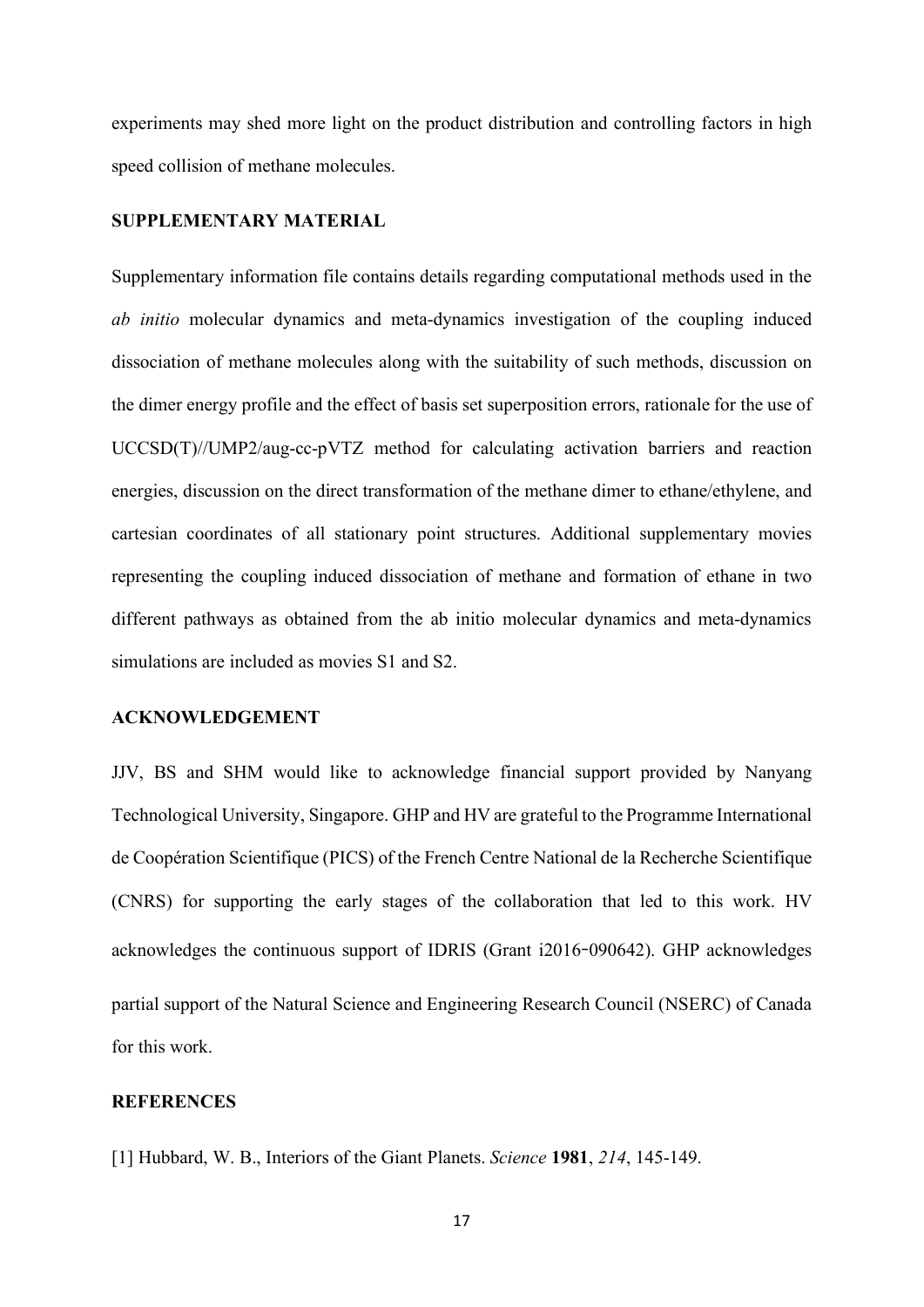experiments may shed more light on the product distribution and controlling factors in high speed collision of methane molecules.

## SUPPLEMENTARY MATERIAL

Supplementary information file contains details regarding computational methods used in the *ab initio* molecular dynamics and meta-dynamics investigation of the coupling induced dissociation of methane molecules along with the suitability of such methods, discussion on the dimer energy profile and the effect of basis set superposition errors, rationale for the use of UCCSD(T)//UMP2/aug-cc-pVTZ method for calculating activation barriers and reaction energies, discussion on the direct transformation of the methane dimer to ethane/ethylene, and cartesian coordinates of all stationary point structures. Additional supplementary movies representing the coupling induced dissociation of methane and formation of ethane in two different pathways as obtained from the ab initio molecular dynamics and meta-dynamics simulations are included as movies S1 and S2.

## ACKNOWLEDGEMENT

JJV, BS and SHM would like to acknowledge financial support provided by Nanyang Technological University, Singapore. GHP and HV are grateful to the Programme International de Coopération Scientifique (PICS) of the French Centre National de la Recherche Scientifique (CNRS) for supporting the early stages of the collaboration that led to this work. HV acknowledges the continuous support of IDRIS (Grant i2016-090642). GHP acknowledges partial support of the Natural Science and Engineering Research Council (NSERC) of Canada for this work.

## REFERENCES

[1] Hubbard, W. B., Interiors of the Giant Planets. *Science* **1981**, *214*, 145-149.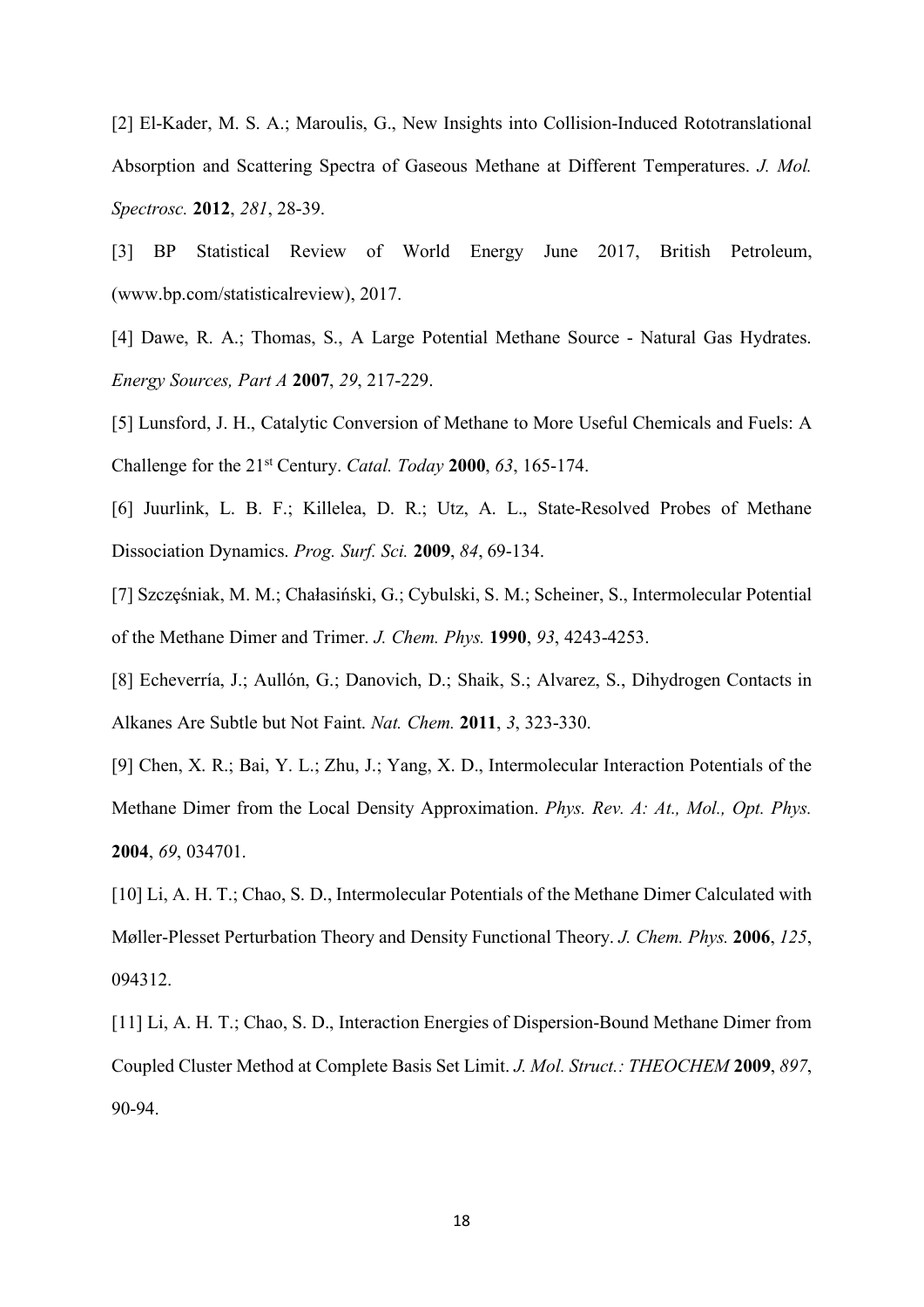[2] El-Kader, M. S. A.; Maroulis, G., New Insights into Collision-Induced Rototranslational Absorption and Scattering Spectra of Gaseous Methane at Different Temperatures. *J. Mol. Spectrosc.* **2012**, *281*, 28-39.

[3] BP Statistical Review of World Energy June 2017, British Petroleum, (www.bp.com/statisticalreview), 2017.

[4] Dawe, R. A.; Thomas, S., A Large Potential Methane Source - Natural Gas Hydrates. *Energy Sources, Part A* **2007**, *29*, 217-229.

[5] Lunsford, J. H., Catalytic Conversion of Methane to More Useful Chemicals and Fuels: A Challenge for the 21st Century. *Catal. Today* **2000**, *63*, 165-174.

[6] Juurlink, L. B. F.; Killelea, D. R.; Utz, A. L., State-Resolved Probes of Methane Dissociation Dynamics. *Prog. Surf. Sci.* **2009**, *84*, 69-134.

[7] Szczęśniak, M. M.; Chałasiński, G.; Cybulski, S. M.; Scheiner, S., Intermolecular Potential of the Methane Dimer and Trimer. *J. Chem. Phys.* **1990**, *93*, 4243-4253.

[8] Echeverría, J.; Aullón, G.; Danovich, D.; Shaik, S.; Alvarez, S., Dihydrogen Contacts in Alkanes Are Subtle but Not Faint. *Nat. Chem.* **2011**, *3*, 323-330.

[9] Chen, X. R.; Bai, Y. L.; Zhu, J.; Yang, X. D., Intermolecular Interaction Potentials of the Methane Dimer from the Local Density Approximation. *Phys. Rev. A: At., Mol., Opt. Phys.* **2004**, *69*, 034701.

[10] Li, A. H. T.; Chao, S. D., Intermolecular Potentials of the Methane Dimer Calculated with Møller-Plesset Perturbation Theory and Density Functional Theory. *J. Chem. Phys.* **2006**, *125*, 094312.

[11] Li, A. H. T.; Chao, S. D., Interaction Energies of Dispersion-Bound Methane Dimer from Coupled Cluster Method at Complete Basis Set Limit. *J. Mol. Struct.: THEOCHEM* **2009**, *897*, 90-94.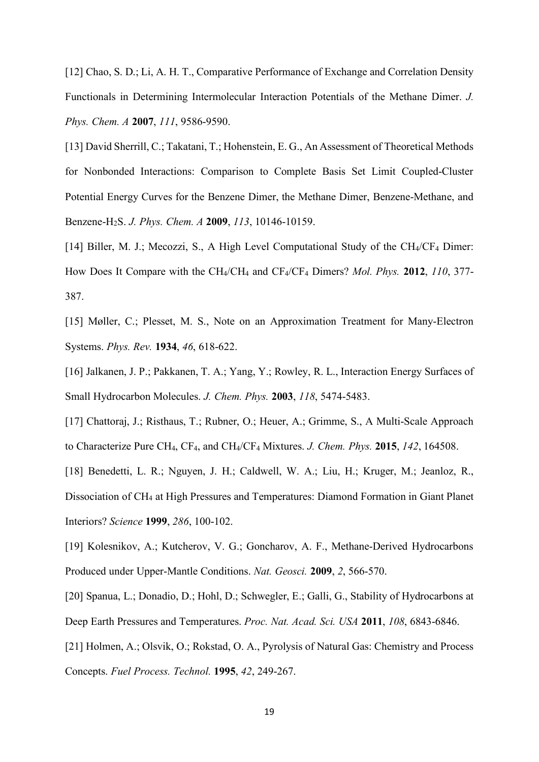[12] Chao, S. D.; Li, A. H. T., Comparative Performance of Exchange and Correlation Density Functionals in Determining Intermolecular Interaction Potentials of the Methane Dimer. *J. Phys. Chem. A* **2007**, *111*, 9586-9590.

[13] David Sherrill, C.; Takatani, T.; Hohenstein, E. G., An Assessment of Theoretical Methods for Nonbonded Interactions: Comparison to Complete Basis Set Limit Coupled-Cluster Potential Energy Curves for the Benzene Dimer, the Methane Dimer, Benzene-Methane, and Benzene-$H_2S$. *J. Phys. Chem. A* **2009**, *113*, 10146-10159.

[14] Biller, M. J.; Mecozzi, S., A High Level Computational Study of the $CH_4$/$CF_4$ Dimer: How Does It Compare with the $CH_4$/$CH_4$ and $CF_4$/$CF_4$ Dimers? *Mol. Phys.* **2012**, *110*, 377-387.

[15] Møller, C.; Plesset, M. S., Note on an Approximation Treatment for Many-Electron Systems. *Phys. Rev.* **1934**, *46*, 618-622.

[16] Jalkanen, J. P.; Pakkanen, T. A.; Yang, Y.; Rowley, R. L., Interaction Energy Surfaces of Small Hydrocarbon Molecules. *J. Chem. Phys.* **2003**, *118*, 5474-5483.

[17] Chattoraj, J.; Risthaus, T.; Rubner, O.; Heuer, A.; Grimme, S., A Multi-Scale Approach to Characterize Pure $CH_4$, $CF_4$, and $CH_4$/$CF_4$ Mixtures. *J. Chem. Phys.* **2015**, *142*, 164508.

[18] Benedetti, L. R.; Nguyen, J. H.; Caldwell, W. A.; Liu, H.; Kruger, M.; Jeanloz, R., Dissociation of $CH_4$ at High Pressures and Temperatures: Diamond Formation in Giant Planet Interiors? *Science* **1999**, *286*, 100-102.

[19] Kolesnikov, A.; Kutcherov, V. G.; Goncharov, A. F., Methane-Derived Hydrocarbons Produced under Upper-Mantle Conditions. *Nat. Geosci.* **2009**, *2*, 566-570.

[20] Spanua, L.; Donadio, D.; Hohl, D.; Schwegler, E.; Galli, G., Stability of Hydrocarbons at Deep Earth Pressures and Temperatures. *Proc. Nat. Acad. Sci. USA* **2011**, *108*, 6843-6846.

[21] Holmen, A.; Olsvik, O.; Rokstad, O. A., Pyrolysis of Natural Gas: Chemistry and Process Concepts. *Fuel Process. Technol.* **1995**, *42*, 249-267.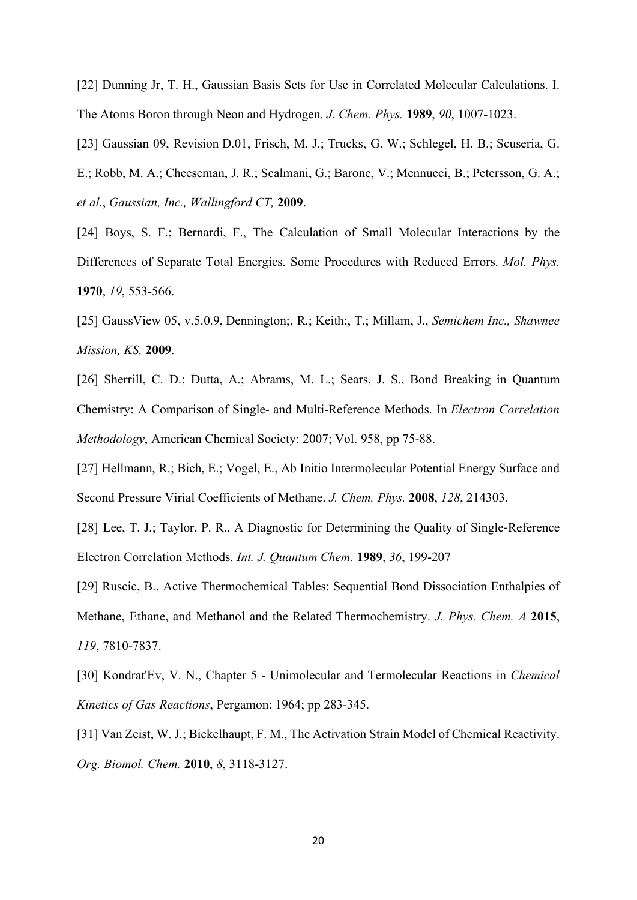[22] Dunning Jr, T. H., Gaussian Basis Sets for Use in Correlated Molecular Calculations. I. The Atoms Boron through Neon and Hydrogen. *J. Chem. Phys.* **1989**, *90*, 1007-1023.

[23] Gaussian 09, Revision D.01, Frisch, M. J.; Trucks, G. W.; Schlegel, H. B.; Scuseria, G. E.; Robb, M. A.; Cheeseman, J. R.; Scalmani, G.; Barone, V.; Mennucci, B.; Petersson, G. A.; *et al.*, *Gaussian, Inc., Wallingford CT,* **2009**.

[24] Boys, S. F.; Bernardi, F., The Calculation of Small Molecular Interactions by the Differences of Separate Total Energies. Some Procedures with Reduced Errors. *Mol. Phys.* **1970**, *19*, 553-566.

[25] GaussView 05, v.5.0.9, Dennington;, R.; Keith;, T.; Millam, J., *Semichem Inc., Shawnee Mission, KS,* **2009**.

[26] Sherrill, C. D.; Dutta, A.; Abrams, M. L.; Sears, J. S., Bond Breaking in Quantum Chemistry: A Comparison of Single- and Multi-Reference Methods. In *Electron Correlation Methodology*, American Chemical Society: 2007; Vol. 958, pp 75-88.

[27] Hellmann, R.; Bich, E.; Vogel, E., Ab Initio Intermolecular Potential Energy Surface and Second Pressure Virial Coefficients of Methane. *J. Chem. Phys.* **2008**, *128*, 214303.

[28] Lee, T. J.; Taylor, P. R., A Diagnostic for Determining the Quality of Single-Reference Electron Correlation Methods. *Int. J. Quantum Chem.* **1989**, *36*, 199-207

[29] Ruscic, B., Active Thermochemical Tables: Sequential Bond Dissociation Enthalpies of Methane, Ethane, and Methanol and the Related Thermochemistry. *J. Phys. Chem. A* **2015**, *119*, 7810-7837.

[30] Kondrat'Ev, V. N., Chapter 5 - Unimolecular and Termolecular Reactions in *Chemical Kinetics of Gas Reactions*, Pergamon: 1964; pp 283-345.

[31] Van Zeist, W. J.; Bickelhaupt, F. M., The Activation Strain Model of Chemical Reactivity. *Org. Biomol. Chem.* **2010**, *8*, 3118-3127.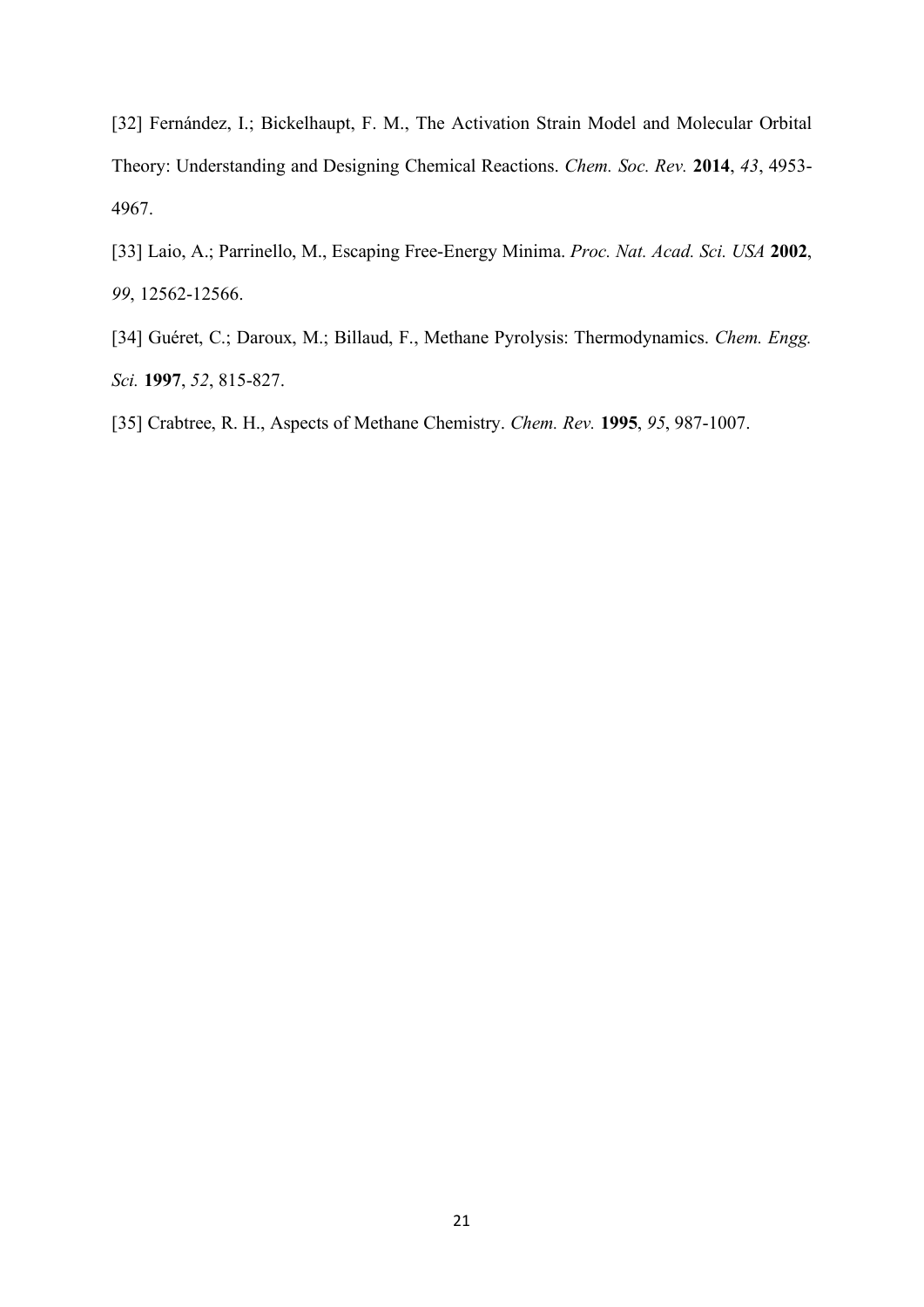[32] Fernández, I.; Bickelhaupt, F. M., The Activation Strain Model and Molecular Orbital Theory: Understanding and Designing Chemical Reactions. *Chem. Soc. Rev.* **2014**, *43*, 4953-4967.

[33] Laio, A.; Parrinello, M., Escaping Free-Energy Minima. *Proc. Nat. Acad. Sci. USA* **2002**, *99*, 12562-12566.

[34] Guéret, C.; Daroux, M.; Billaud, F., Methane Pyrolysis: Thermodynamics. *Chem. Engg. Sci.* **1997**, *52*, 815-827.

[35] Crabtree, R. H., Aspects of Methane Chemistry. *Chem. Rev.* **1995**, *95*, 987-1007.